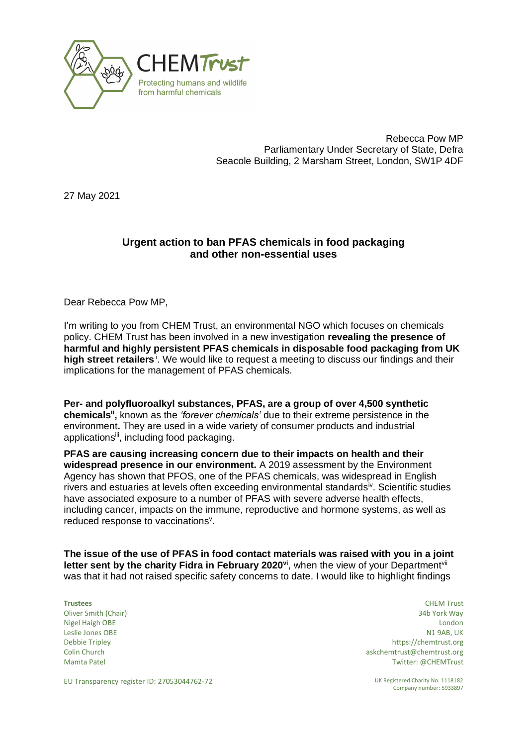CHEM Trust

Protecting humans and wildlife from harmful chemicals

Rebecca Pow MP
Parliamentary Under Secretary of State, Defra
Seacole Building, 2 Marsham Street, London, SW1P 4DF

27 May 2021

## Urgent action to ban PFAS chemicals in food packaging and other non-essential uses

Dear Rebecca Pow MP,

I'm writing to you from CHEM Trust, an environmental NGO which focuses on chemicals policy. CHEM Trust has been involved in a new investigation **revealing the presence of harmful and highly persistent PFAS chemicals in disposable food packaging from UK high street retailers**[i]. We would like to request a meeting to discuss our findings and their implications for the management of PFAS chemicals.

**Per- and polyfluoroalkyl substances, PFAS, are a group of over 4,500 synthetic chemicals[ii],** known as the *'forever chemicals'* due to their extreme persistence in the environment**.** They are used in a wide variety of consumer products and industrial applications[iii], including food packaging.

**PFAS are causing increasing concern due to their impacts on health and their widespread presence in our environment.** A 2019 assessment by the Environment Agency has shown that PFOS, one of the PFAS chemicals, was widespread in English rivers and estuaries at levels often exceeding environmental standards[iv]. Scientific studies have associated exposure to a number of PFAS with severe adverse health effects, including cancer, impacts on the immune, reproductive and hormone systems, as well as reduced response to vaccinations[v].

**The issue of the use of PFAS in food contact materials was raised with you in a joint letter sent by the charity Fidra in February 2020[vi]**, when the view of your Department[vii] was that it had not raised specific safety concerns to date. I would like to highlight findings

**Trustees**
Oliver Smith (Chair)
Nigel Haigh OBE
Leslie Jones OBE
Debbie Tripley
Colin Church
Mamta Patel

CHEM Trust
34b York Way
London
N1 9AB, UK
https://chemtrust.org
askchemtrust@chemtrust.org
Twitter: @CHEMTrust

EU Transparency register ID: 27053044762-72

UK Registered Charity No. 1118182
Company number: 5933897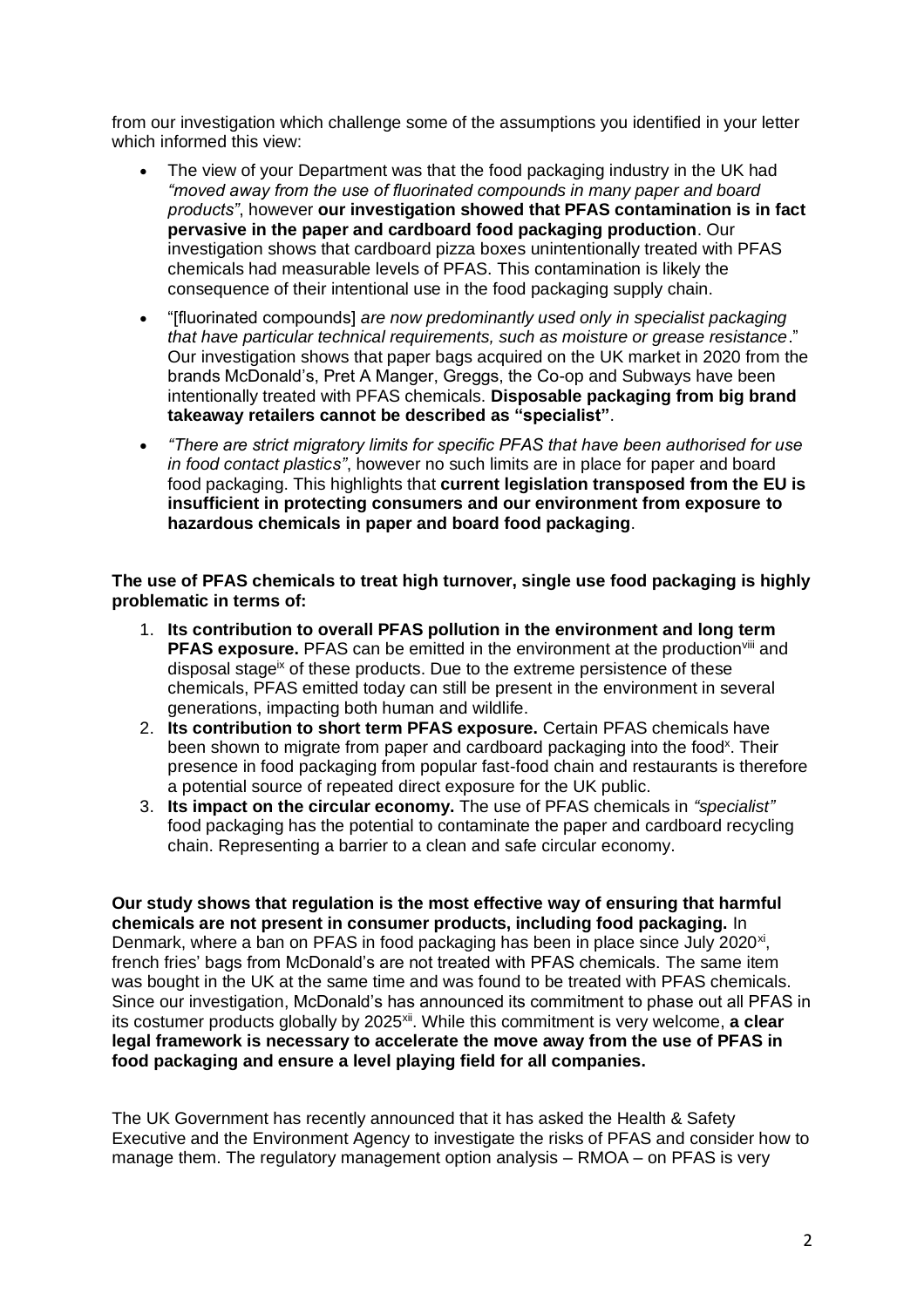from our investigation which challenge some of the assumptions you identified in your letter which informed this view:

- The view of your Department was that the food packaging industry in the UK had *"moved away from the use of fluorinated compounds in many paper and board products"*, however **our investigation showed that PFAS contamination is in fact pervasive in the paper and cardboard food packaging production**. Our investigation shows that cardboard pizza boxes unintentionally treated with PFAS chemicals had measurable levels of PFAS. This contamination is likely the consequence of their intentional use in the food packaging supply chain.
- "[fluorinated compounds] *are now predominantly used only in specialist packaging that have particular technical requirements, such as moisture or grease resistance*." Our investigation shows that paper bags acquired on the UK market in 2020 from the brands McDonald's, Pret A Manger, Greggs, the Co-op and Subways have been intentionally treated with PFAS chemicals. **Disposable packaging from big brand takeaway retailers cannot be described as "specialist"**.
- *"There are strict migratory limits for specific PFAS that have been authorised for use in food contact plastics"*, however no such limits are in place for paper and board food packaging. This highlights that **current legislation transposed from the EU is insufficient in protecting consumers and our environment from exposure to hazardous chemicals in paper and board food packaging**.

**The use of PFAS chemicals to treat high turnover, single use food packaging is highly problematic in terms of:**

1. **Its contribution to overall PFAS pollution in the environment and long term PFAS exposure.** PFAS can be emitted in the environment at the production[viii] and disposal stage[ix] of these products. Due to the extreme persistence of these chemicals, PFAS emitted today can still be present in the environment in several generations, impacting both human and wildlife.
2. **Its contribution to short term PFAS exposure.** Certain PFAS chemicals have been shown to migrate from paper and cardboard packaging into the food[x]. Their presence in food packaging from popular fast-food chain and restaurants is therefore a potential source of repeated direct exposure for the UK public.
3. **Its impact on the circular economy.** The use of PFAS chemicals in *"specialist"* food packaging has the potential to contaminate the paper and cardboard recycling chain. Representing a barrier to a clean and safe circular economy.

**Our study shows that regulation is the most effective way of ensuring that harmful chemicals are not present in consumer products, including food packaging.** In Denmark, where a ban on PFAS in food packaging has been in place since July 2020[xi], french fries' bags from McDonald's are not treated with PFAS chemicals. The same item was bought in the UK at the same time and was found to be treated with PFAS chemicals. Since our investigation, McDonald's has announced its commitment to phase out all PFAS in its costumer products globally by 2025[xii]. While this commitment is very welcome, **a clear legal framework is necessary to accelerate the move away from the use of PFAS in food packaging and ensure a level playing field for all companies.**

The UK Government has recently announced that it has asked the Health & Safety Executive and the Environment Agency to investigate the risks of PFAS and consider how to manage them. The regulatory management option analysis – RMOA – on PFAS is very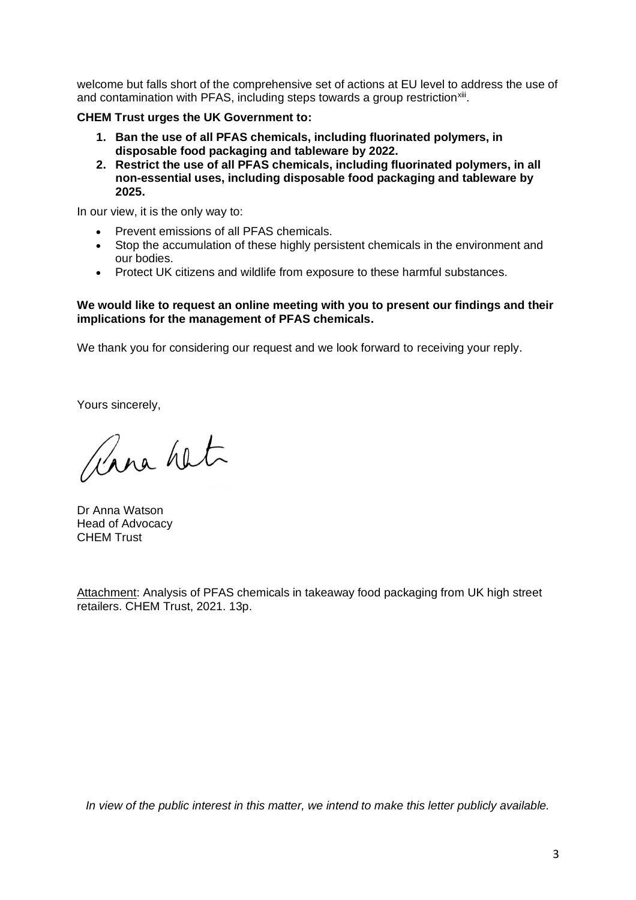welcome but falls short of the comprehensive set of actions at EU level to address the use of and contamination with PFAS, including steps towards a group restriction[xiii].

**CHEM Trust urges the UK Government to:**

1. **Ban the use of all PFAS chemicals, including fluorinated polymers, in disposable food packaging and tableware by 2022.**
2. **Restrict the use of all PFAS chemicals, including fluorinated polymers, in all non-essential uses, including disposable food packaging and tableware by 2025.**

In our view, it is the only way to:

- Prevent emissions of all PFAS chemicals.
- Stop the accumulation of these highly persistent chemicals in the environment and our bodies.
- Protect UK citizens and wildlife from exposure to these harmful substances.

**We would like to request an online meeting with you to present our findings and their implications for the management of PFAS chemicals.**

We thank you for considering our request and we look forward to receiving your reply.

Yours sincerely,

Dr Anna Watson
Head of Advocacy
CHEM Trust

Attachment: Analysis of PFAS chemicals in takeaway food packaging from UK high street retailers. CHEM Trust, 2021. 13p.

*In view of the public interest in this matter, we intend to make this letter publicly available.*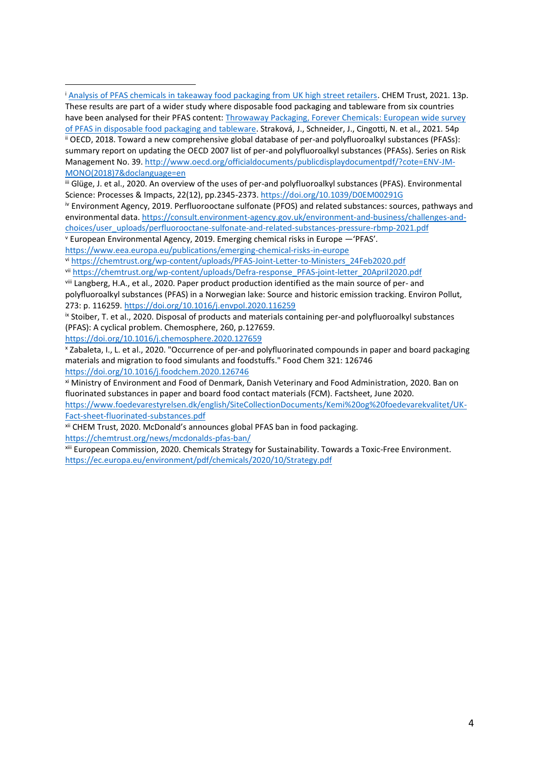[i] [Analysis of PFAS chemicals in takeaway food packaging from UK high street retailers](). CHEM Trust, 2021. 13p. These results are part of a wider study where disposable food packaging and tableware from six countries have been analysed for their PFAS content: [Throwaway Packaging, Forever Chemicals: European wide survey of PFAS in disposable food packaging and tableware](). Straková, J., Schneider, J., Cingotti, N. et al., 2021. 54p

[ii] OECD, 2018. Toward a new comprehensive global database of per-and polyfluoroalkyl substances (PFASs): summary report on updating the OECD 2007 list of per-and polyfluoroalkyl substances (PFASs). Series on Risk Management No. 39. http://www.oecd.org/officialdocuments/publicdisplaydocumentpdf/?cote=ENV-JM-MONO(2018)7&doclanguage=en

[iii] Glüge, J. et al., 2020. An overview of the uses of per-and polyfluoroalkyl substances (PFAS). Environmental Science: Processes & Impacts, 22(12), pp.2345-2373. https://doi.org/10.1039/D0EM00291G

[iv] Environment Agency, 2019. Perfluorooctane sulfonate (PFOS) and related substances: sources, pathways and environmental data. https://consult.environment-agency.gov.uk/environment-and-business/challenges-and-choices/user_uploads/perfluorooctane-sulfonate-and-related-substances-pressure-rbmp-2021.pdf

[v] European Environmental Agency, 2019. Emerging chemical risks in Europe —'PFAS'. https://www.eea.europa.eu/publications/emerging-chemical-risks-in-europe

[vi] https://chemtrust.org/wp-content/uploads/PFAS-Joint-Letter-to-Ministers_24Feb2020.pdf

[vii] https://chemtrust.org/wp-content/uploads/Defra-response_PFAS-joint-letter_20April2020.pdf

[viii] Langberg, H.A., et al., 2020. Paper product production identified as the main source of per- and polyfluoroalkyl substances (PFAS) in a Norwegian lake: Source and historic emission tracking. Environ Pollut, 273: p. 116259. https://doi.org/10.1016/j.envpol.2020.116259

[ix] Stoiber, T. et al., 2020. Disposal of products and materials containing per-and polyfluoroalkyl substances (PFAS): A cyclical problem. Chemosphere, 260, p.127659. https://doi.org/10.1016/j.chemosphere.2020.127659

[x] Zabaleta, I., L. et al., 2020. "Occurrence of per-and polyfluorinated compounds in paper and board packaging materials and migration to food simulants and foodstuffs." Food Chem 321: 126746 https://doi.org/10.1016/j.foodchem.2020.126746

[xi] Ministry of Environment and Food of Denmark, Danish Veterinary and Food Administration, 2020. Ban on fluorinated substances in paper and board food contact materials (FCM). Factsheet, June 2020. https://www.foedevarestyrelsen.dk/english/SiteCollectionDocuments/Kemi%20og%20foedevarekvalitet/UK-Fact-sheet-fluorinated-substances.pdf

[xii] CHEM Trust, 2020. McDonald's announces global PFAS ban in food packaging. https://chemtrust.org/news/mcdonalds-pfas-ban/

[xiii] European Commission, 2020. Chemicals Strategy for Sustainability. Towards a Toxic-Free Environment. https://ec.europa.eu/environment/pdf/chemicals/2020/10/Strategy.pdf